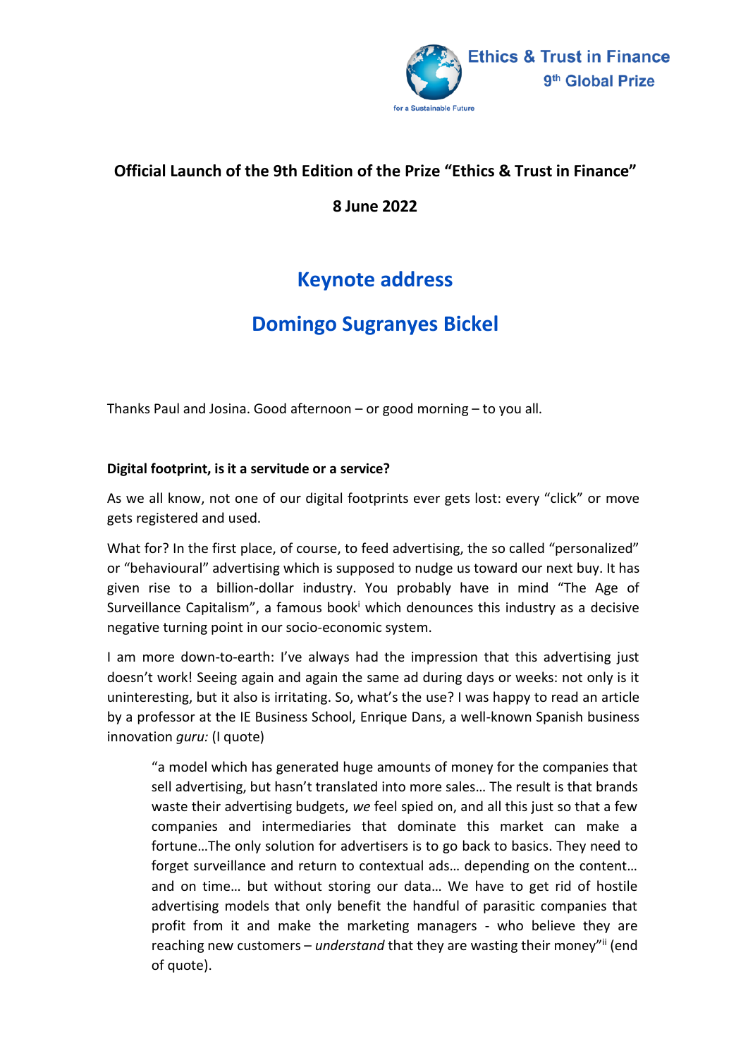Ethics & Trust in Finance
9th Global Prize

for a Sustainable Future

**Official Launch of the 9th Edition of the Prize "Ethics & Trust in Finance"**

**8 June 2022**

# Keynote address

## Domingo Sugranyes Bickel

Thanks Paul and Josina. Good afternoon – or good morning – to you all.

**Digital footprint, is it a servitude or a service?**

As we all know, not one of our digital footprints ever gets lost: every "click" or move gets registered and used.

What for? In the first place, of course, to feed advertising, the so called "personalized" or "behavioural" advertising which is supposed to nudge us toward our next buy. It has given rise to a billion-dollar industry. You probably have in mind "The Age of Surveillance Capitalism", a famous book[i] which denounces this industry as a decisive negative turning point in our socio-economic system.

I am more down-to-earth: I've always had the impression that this advertising just doesn't work! Seeing again and again the same ad during days or weeks: not only is it uninteresting, but it also is irritating. So, what's the use? I was happy to read an article by a professor at the IE Business School, Enrique Dans, a well-known Spanish business innovation *guru:* (I quote)

> "a model which has generated huge amounts of money for the companies that sell advertising, but hasn't translated into more sales… The result is that brands waste their advertising budgets, *we* feel spied on, and all this just so that a few companies and intermediaries that dominate this market can make a fortune…The only solution for advertisers is to go back to basics. They need to forget surveillance and return to contextual ads… depending on the content… and on time… but without storing our data… We have to get rid of hostile advertising models that only benefit the handful of parasitic companies that profit from it and make the marketing managers - who believe they are reaching new customers – *understand* that they are wasting their money"[ii] (end of quote).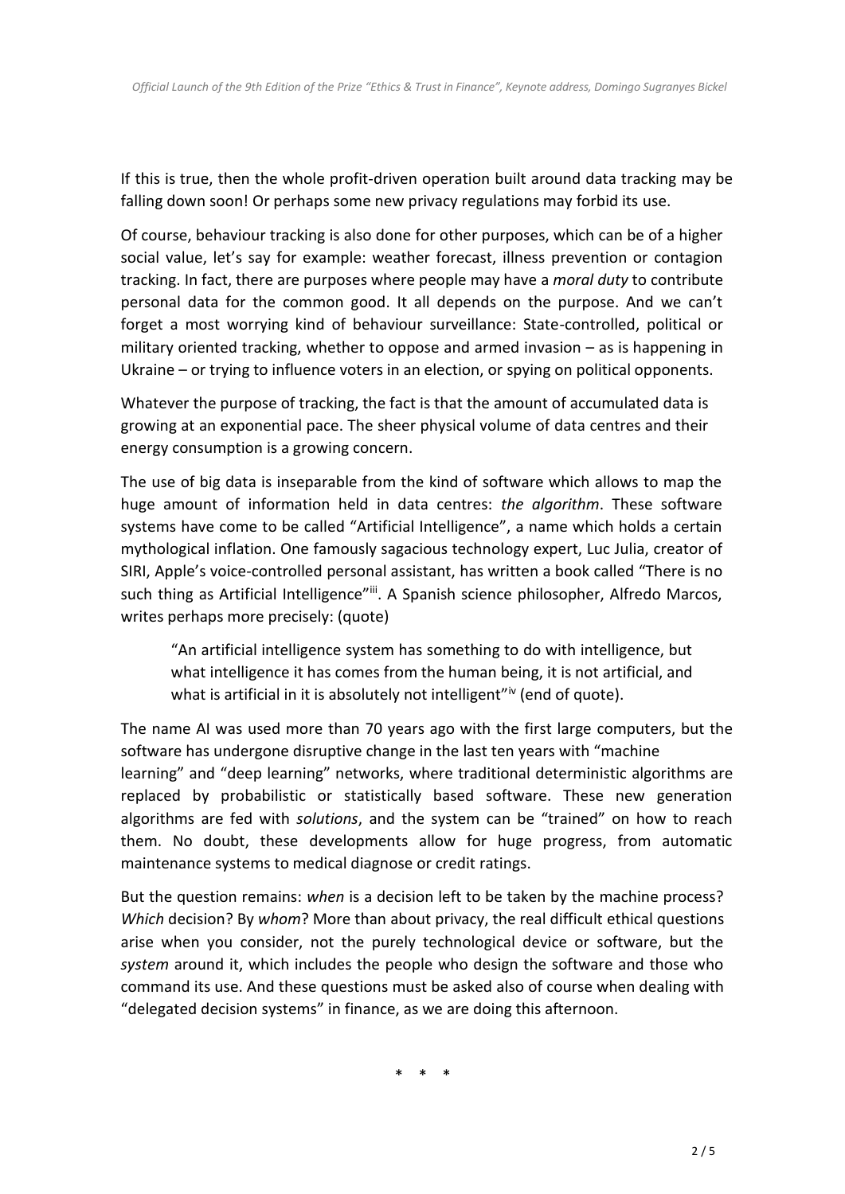If this is true, then the whole profit-driven operation built around data tracking may be falling down soon! Or perhaps some new privacy regulations may forbid its use.

Of course, behaviour tracking is also done for other purposes, which can be of a higher social value, let's say for example: weather forecast, illness prevention or contagion tracking. In fact, there are purposes where people may have a *moral duty* to contribute personal data for the common good. It all depends on the purpose. And we can't forget a most worrying kind of behaviour surveillance: State-controlled, political or military oriented tracking, whether to oppose and armed invasion – as is happening in Ukraine – or trying to influence voters in an election, or spying on political opponents.

Whatever the purpose of tracking, the fact is that the amount of accumulated data is growing at an exponential pace. The sheer physical volume of data centres and their energy consumption is a growing concern.

The use of big data is inseparable from the kind of software which allows to map the huge amount of information held in data centres: *the algorithm*. These software systems have come to be called "Artificial Intelligence", a name which holds a certain mythological inflation. One famously sagacious technology expert, Luc Julia, creator of SIRI, Apple's voice-controlled personal assistant, has written a book called "There is no such thing as Artificial Intelligence"[iii]. A Spanish science philosopher, Alfredo Marcos, writes perhaps more precisely: (quote)

> "An artificial intelligence system has something to do with intelligence, but what intelligence it has comes from the human being, it is not artificial, and what is artificial in it is absolutely not intelligent"[iv] (end of quote).

The name AI was used more than 70 years ago with the first large computers, but the software has undergone disruptive change in the last ten years with "machine learning" and "deep learning" networks, where traditional deterministic algorithms are replaced by probabilistic or statistically based software. These new generation algorithms are fed with *solutions*, and the system can be "trained" on how to reach them. No doubt, these developments allow for huge progress, from automatic maintenance systems to medical diagnose or credit ratings.

But the question remains: *when* is a decision left to be taken by the machine process? *Which* decision? By *whom*? More than about privacy, the real difficult ethical questions arise when you consider, not the purely technological device or software, but the *system* around it, which includes the people who design the software and those who command its use. And these questions must be asked also of course when dealing with "delegated decision systems" in finance, as we are doing this afternoon.

\* \* \*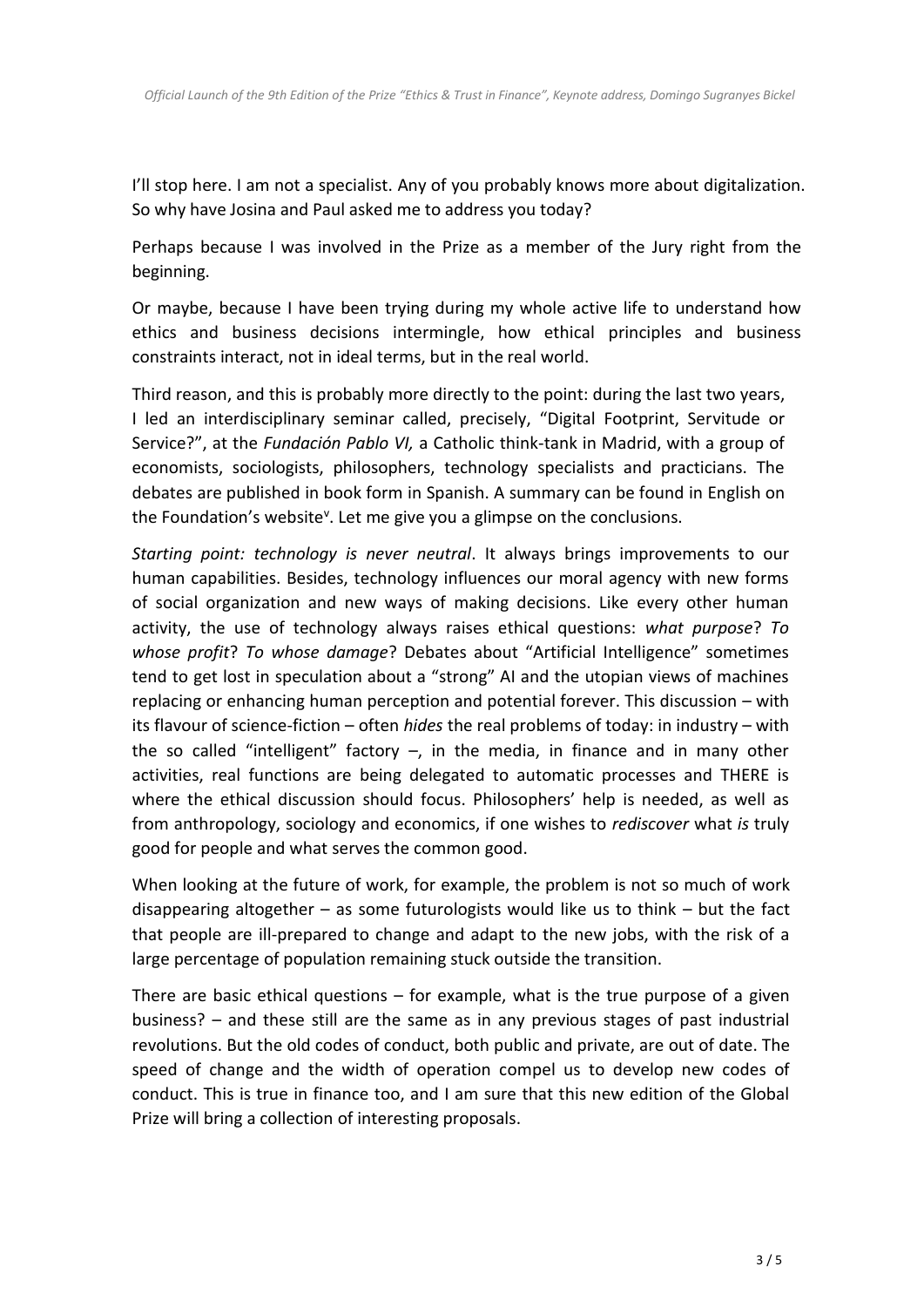I'll stop here. I am not a specialist. Any of you probably knows more about digitalization. So why have Josina and Paul asked me to address you today?

Perhaps because I was involved in the Prize as a member of the Jury right from the beginning.

Or maybe, because I have been trying during my whole active life to understand how ethics and business decisions intermingle, how ethical principles and business constraints interact, not in ideal terms, but in the real world.

Third reason, and this is probably more directly to the point: during the last two years, I led an interdisciplinary seminar called, precisely, "Digital Footprint, Servitude or Service?", at the *Fundación Pablo VI,* a Catholic think-tank in Madrid, with a group of economists, sociologists, philosophers, technology specialists and practicians. The debates are published in book form in Spanish. A summary can be found in English on the Foundation's website[v]. Let me give you a glimpse on the conclusions.

*Starting point: technology is never neutral*. It always brings improvements to our human capabilities. Besides, technology influences our moral agency with new forms of social organization and new ways of making decisions. Like every other human activity, the use of technology always raises ethical questions: *what purpose*? *To whose profit*? *To whose damage*? Debates about "Artificial Intelligence" sometimes tend to get lost in speculation about a "strong" AI and the utopian views of machines replacing or enhancing human perception and potential forever. This discussion – with its flavour of science-fiction – often *hides* the real problems of today: in industry – with the so called "intelligent" factory –, in the media, in finance and in many other activities, real functions are being delegated to automatic processes and THERE is where the ethical discussion should focus. Philosophers' help is needed, as well as from anthropology, sociology and economics, if one wishes to *rediscover* what *is* truly good for people and what serves the common good.

When looking at the future of work, for example, the problem is not so much of work disappearing altogether – as some futurologists would like us to think – but the fact that people are ill-prepared to change and adapt to the new jobs, with the risk of a large percentage of population remaining stuck outside the transition.

There are basic ethical questions – for example, what is the true purpose of a given business? – and these still are the same as in any previous stages of past industrial revolutions. But the old codes of conduct, both public and private, are out of date. The speed of change and the width of operation compel us to develop new codes of conduct. This is true in finance too, and I am sure that this new edition of the Global Prize will bring a collection of interesting proposals.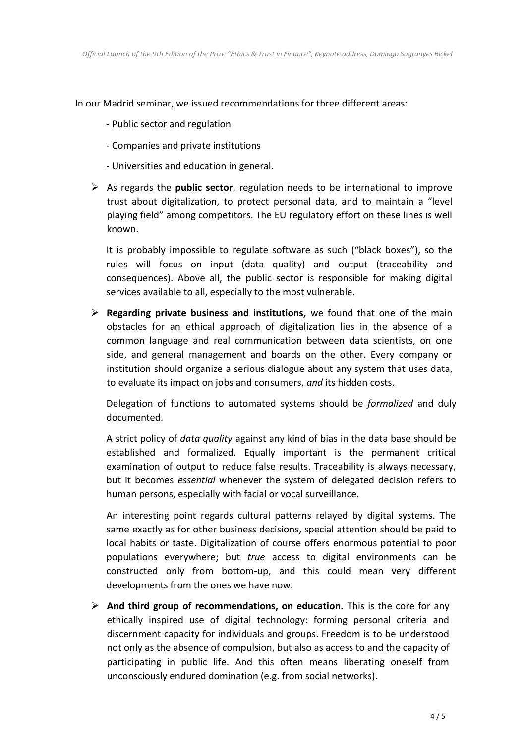In our Madrid seminar, we issued recommendations for three different areas:

- Public sector and regulation
- Companies and private institutions
- Universities and education in general.

- As regards the **public sector**, regulation needs to be international to improve trust about digitalization, to protect personal data, and to maintain a "level playing field" among competitors. The EU regulatory effort on these lines is well known.

  It is probably impossible to regulate software as such ("black boxes"), so the rules will focus on input (data quality) and output (traceability and consequences). Above all, the public sector is responsible for making digital services available to all, especially to the most vulnerable.

- **Regarding private business and institutions,** we found that one of the main obstacles for an ethical approach of digitalization lies in the absence of a common language and real communication between data scientists, on one side, and general management and boards on the other. Every company or institution should organize a serious dialogue about any system that uses data, to evaluate its impact on jobs and consumers, *and* its hidden costs.

  Delegation of functions to automated systems should be *formalized* and duly documented.

  A strict policy of *data quality* against any kind of bias in the data base should be established and formalized. Equally important is the permanent critical examination of output to reduce false results. Traceability is always necessary, but it becomes *essential* whenever the system of delegated decision refers to human persons, especially with facial or vocal surveillance.

  An interesting point regards cultural patterns relayed by digital systems. The same exactly as for other business decisions, special attention should be paid to local habits or taste. Digitalization of course offers enormous potential to poor populations everywhere; but *true* access to digital environments can be constructed only from bottom-up, and this could mean very different developments from the ones we have now.

- **And third group of recommendations, on education.** This is the core for any ethically inspired use of digital technology: forming personal criteria and discernment capacity for individuals and groups. Freedom is to be understood not only as the absence of compulsion, but also as access to and the capacity of participating in public life. And this often means liberating oneself from unconsciously endured domination (e.g. from social networks).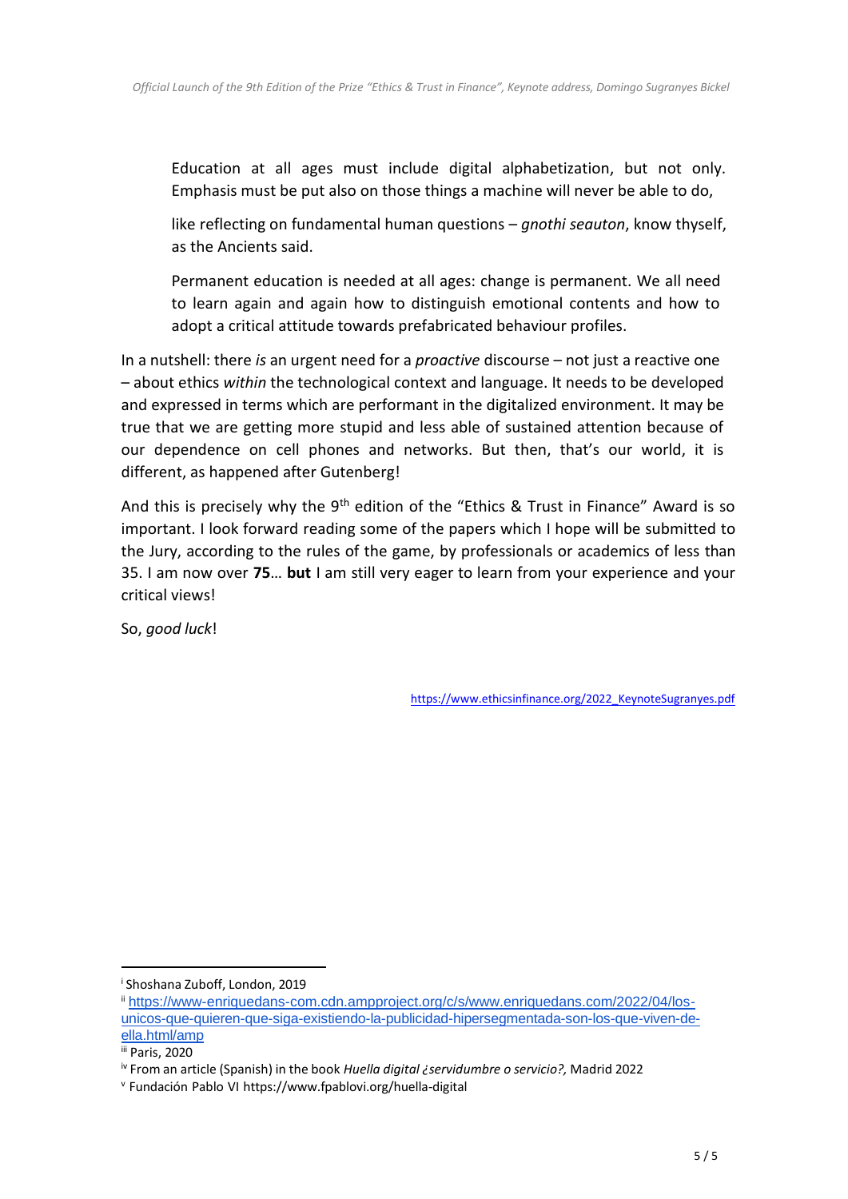> Education at all ages must include digital alphabetization, but not only. Emphasis must be put also on those things a machine will never be able to do,
>
> like reflecting on fundamental human questions – *gnothi seauton*, know thyself, as the Ancients said.
>
> Permanent education is needed at all ages: change is permanent. We all need to learn again and again how to distinguish emotional contents and how to adopt a critical attitude towards prefabricated behaviour profiles.

In a nutshell: there *is* an urgent need for a *proactive* discourse – not just a reactive one – about ethics *within* the technological context and language. It needs to be developed and expressed in terms which are performant in the digitalized environment. It may be true that we are getting more stupid and less able of sustained attention because of our dependence on cell phones and networks. But then, that's our world, it is different, as happened after Gutenberg!

And this is precisely why the 9th edition of the "Ethics & Trust in Finance" Award is so important. I look forward reading some of the papers which I hope will be submitted to the Jury, according to the rules of the game, by professionals or academics of less than 35. I am now over **75**… **but** I am still very eager to learn from your experience and your critical views!

So, *good luck*!

https://www.ethicsinfinance.org/2022_KeynoteSugranyes.pdf

---

[i] Shoshana Zuboff, London, 2019

[ii] https://www-enriquedans-com.cdn.ampproject.org/c/s/www.enriquedans.com/2022/04/los-unicos-que-quieren-que-siga-existiendo-la-publicidad-hipersegmentada-son-los-que-viven-de-ella.html/amp

[iii] Paris, 2020

[iv] From an article (Spanish) in the book *Huella digital ¿servidumbre o servicio?,* Madrid 2022

[v] Fundación Pablo VI https://www.fpablovi.org/huella-digital